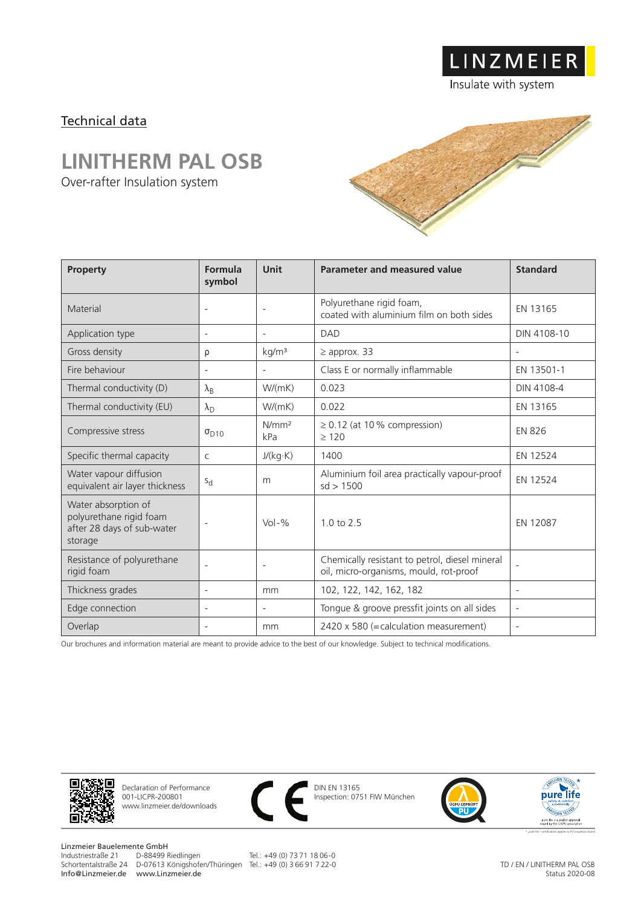LINZMEIER
Insulate with system

## Technical data

# LINITHERM PAL OSB

Over-rafter Insulation system

| Property | Formula symbol | Unit | Parameter and measured value | Standard |
|---|---|---|---|---|
| Material | - | - | Polyurethane rigid foam, coated with aluminium film on both sides | EN 13165 |
| Application type | - | - | DAD | DIN 4108-10 |
| Gross density | $\rho$ | kg/m³ | ≥ approx. 33 | - |
| Fire behaviour | - | - | Class E or normally inflammable | EN 13501-1 |
| Thermal conductivity (D) | $\lambda_B$ | W/(mK) | 0.023 | DIN 4108-4 |
| Thermal conductivity (EU) | $\lambda_D$ | W/(mK) | 0.022 | EN 13165 |
| Compressive stress | $\sigma_{D10}$ | N/mm² kPa | ≥ 0.12 (at 10 % compression) ≥ 120 | EN 826 |
| Specific thermal capacity | c | J/(kg·K) | 1400 | EN 12524 |
| Water vapour diffusion equivalent air layer thickness | $s_d$ | m | Aluminium foil area practically vapour-proof sd > 1500 | EN 12524 |
| Water absorption of polyurethane rigid foam after 28 days of sub-water storage | - | Vol-% | 1.0 to 2.5 | EN 12087 |
| Resistance of polyurethane rigid foam | - | - | Chemically resistant to petrol, diesel mineral oil, micro-organisms, mould, rot-proof | - |
| Thickness grades | - | mm | 102, 122, 142, 162, 182 | - |
| Edge connection | - | - | Tongue & groove pressfit joints on all sides | - |
| Overlap | - | mm | 2420 x 580 (=calculation measurement) | - |

Our brochures and information material are meant to provide advice to the best of our knowledge. Subject to technical modifications.

Declaration of Performance
001-LICPR-200801
www.linzmeier.de/downloads

DIN EN 13165
Inspection: 0751 FIW München

Linzmeier Bauelemente GmbH
Industriestraße 21 D-88499 Riedlingen Tel.: +49 (0) 73 71 18 06-0
Schortentalstraße 24 D-07613 Königshofen/Thüringen Tel.: +49 (0) 3 66 91 7 22-0
Info@Linzmeier.de www.Linzmeier.de

TD / EN / LINITHERM PAL OSB
Status 2020-08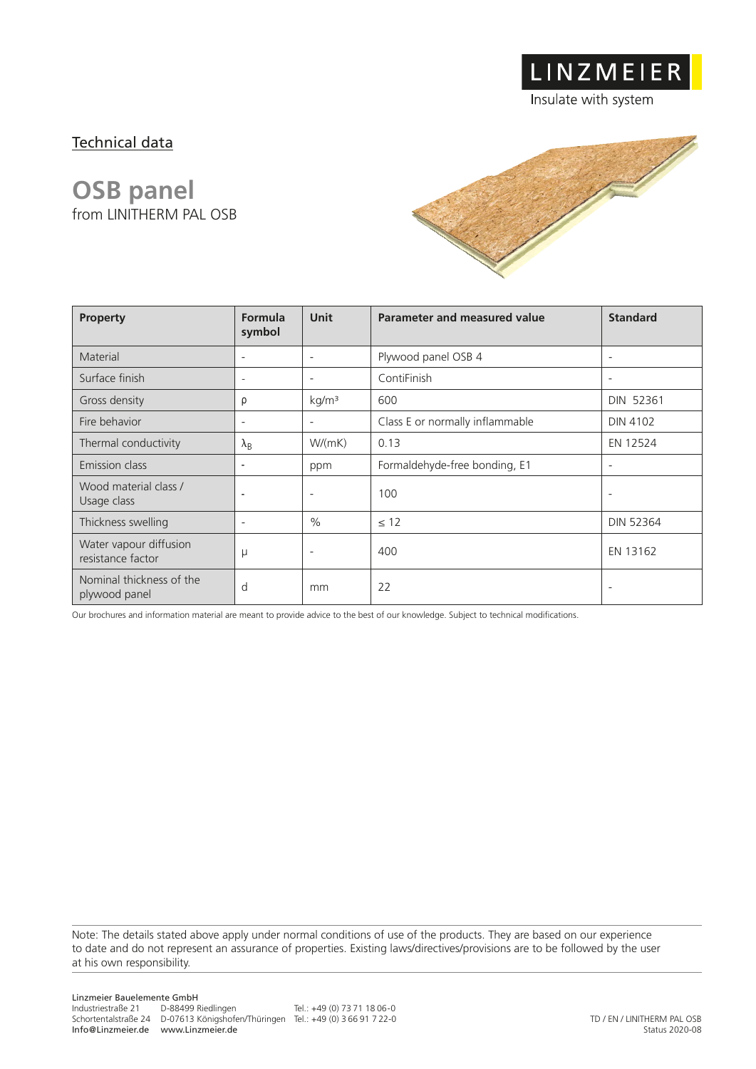LINZMEIER

Insulate with system

Technical data

# OSB panel

from LINITHERM PAL OSB

| Property | Formula symbol | Unit | Parameter and measured value | Standard |
|---|---|---|---|---|
| Material | - | - | Plywood panel OSB 4 | - |
| Surface finish | - | - | ContiFinish | - |
| Gross density | $\rho$ | kg/m³ | 600 | DIN 52361 |
| Fire behavior | - | - | Class E or normally inflammable | DIN 4102 |
| Thermal conductivity | $\lambda_B$ | W/(mK) | 0.13 | EN 12524 |
| Emission class | - | ppm | Formaldehyde-free bonding, E1 | - |
| Wood material class / Usage class | - | - | 100 | - |
| Thickness swelling | - | % | ≤ 12 | DIN 52364 |
| Water vapour diffusion resistance factor | $\mu$ | - | 400 | EN 13162 |
| Nominal thickness of the plywood panel | d | mm | 22 | - |

Our brochures and information material are meant to provide advice to the best of our knowledge. Subject to technical modifications.

Note: The details stated above apply under normal conditions of use of the products. They are based on our experience to date and do not represent an assurance of properties. Existing laws/directives/provisions are to be followed by the user at his own responsibility.

Linzmeier Bauelemente GmbH
Industriestraße 21 D-88499 Riedlingen Tel.: +49 (0) 73 71 18 06-0
Schortentalstraße 24 D-07613 Königshofen/Thüringen Tel.: +49 (0) 3 66 91 7 22-0
Info@Linzmeier.de www.Linzmeier.de

TD / EN / LINITHERM PAL OSB
Status 2020-08